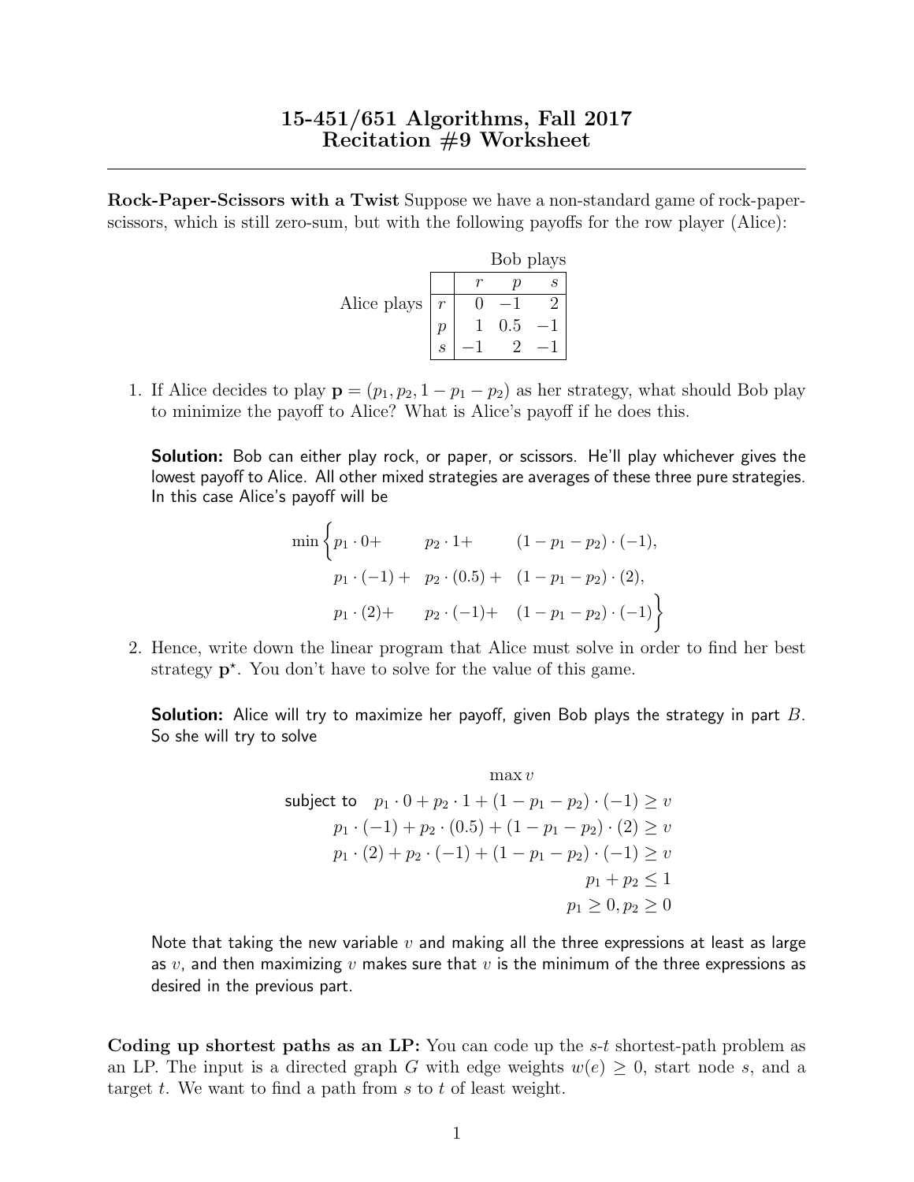# 15-451/651 Algorithms, Fall 2017
## Recitation #9 Worksheet

---

**Rock-Paper-Scissors with a Twist** Suppose we have a non-standard game of rock-paper-scissors, which is still zero-sum, but with the following payoffs for the row player (Alice):

| | | Bob plays | | |
|---|---|---|---|---|
| | | $r$ | $p$ | $s$ |
| Alice plays | $r$ | $0$ | $-1$ | $2$ |
| | $p$ | $1$ | $0.5$ | $-1$ |
| | $s$ | $-1$ | $2$ | $-1$ |

1. If Alice decides to play $\mathbf{p} = (p_1, p_2, 1 - p_1 - p_2)$ as her strategy, what should Bob play to minimize the payoff to Alice? What is Alice's payoff if he does this.

   **Solution:** Bob can either play rock, or paper, or scissors. He'll play whichever gives the lowest payoff to Alice. All other mixed strategies are averages of these three pure strategies. In this case Alice's payoff will be

$$
\min \Big\{ p_1 \cdot 0 + \quad p_2 \cdot 1 + \quad (1 - p_1 - p_2) \cdot (-1),
$$
$$
p_1 \cdot (-1) + \quad p_2 \cdot (0.5) + \quad (1 - p_1 - p_2) \cdot (2),
$$
$$
p_1 \cdot (2) + \quad p_2 \cdot (-1) + \quad (1 - p_1 - p_2) \cdot (-1) \Big\}
$$

2. Hence, write down the linear program that Alice must solve in order to find her best strategy $\mathbf{p}^\star$. You don't have to solve for the value of this game.

   **Solution:** Alice will try to maximize her payoff, given Bob plays the strategy in part $B$. So she will try to solve

$$
\begin{aligned}
& \max v \\
\text{subject to} \quad & p_1 \cdot 0 + p_2 \cdot 1 + (1 - p_1 - p_2) \cdot (-1) \geq v \\
& p_1 \cdot (-1) + p_2 \cdot (0.5) + (1 - p_1 - p_2) \cdot (2) \geq v \\
& p_1 \cdot (2) + p_2 \cdot (-1) + (1 - p_1 - p_2) \cdot (-1) \geq v \\
& p_1 + p_2 \leq 1 \\
& p_1 \geq 0, p_2 \geq 0
\end{aligned}
$$

   Note that taking the new variable $v$ and making all the three expressions at least as large as $v$, and then maximizing $v$ makes sure that $v$ is the minimum of the three expressions as desired in the previous part.

**Coding up shortest paths as an LP:** You can code up the $s$-$t$ shortest-path problem as an LP. The input is a directed graph $G$ with edge weights $w(e) \geq 0$, start node $s$, and a target $t$. We want to find a path from $s$ to $t$ of least weight.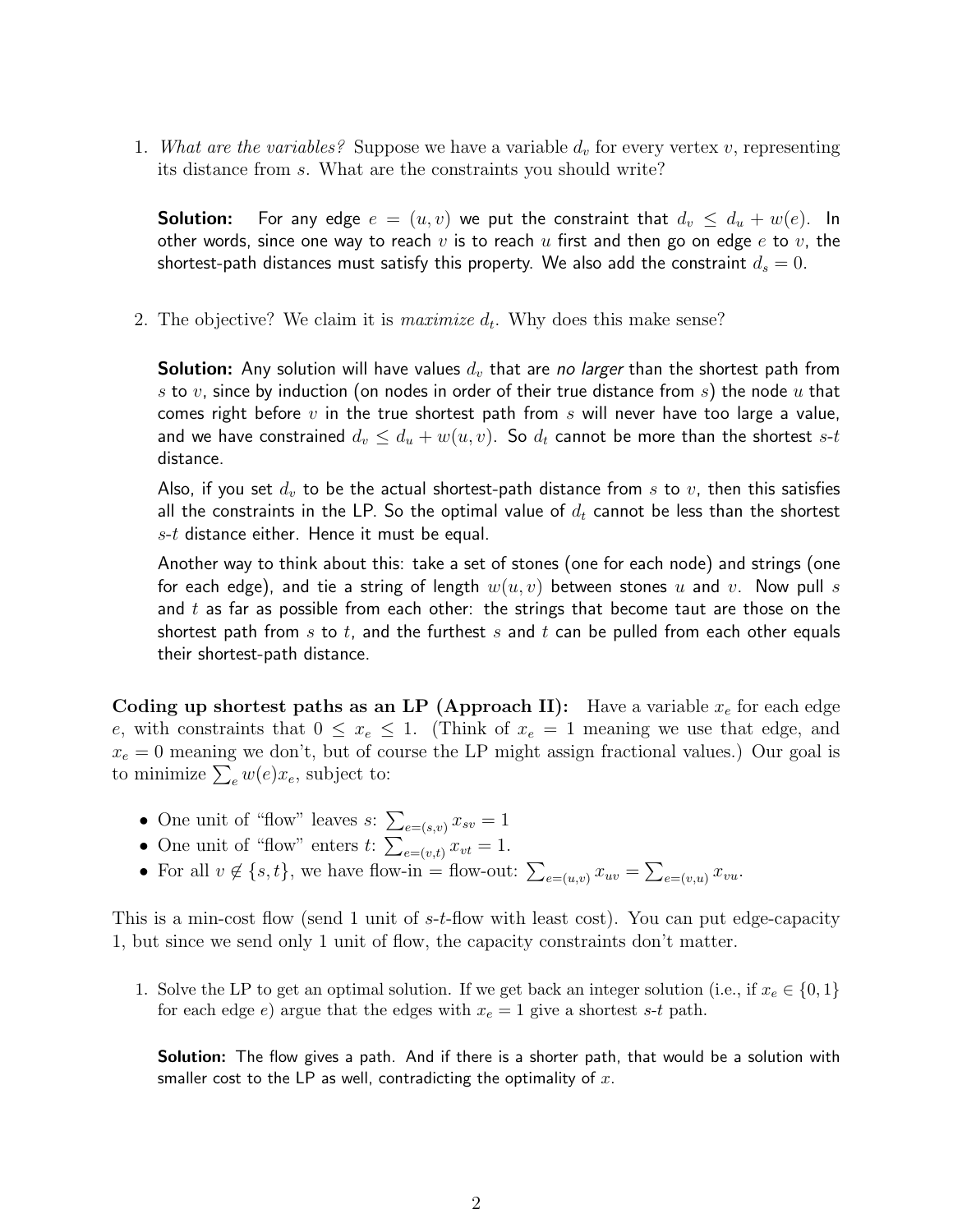1. *What are the variables?* Suppose we have a variable $d_v$ for every vertex $v$, representing its distance from $s$. What are the constraints you should write?

   **Solution:** For any edge $e = (u, v)$ we put the constraint that $d_v \leq d_u + w(e)$. In other words, since one way to reach $v$ is to reach $u$ first and then go on edge $e$ to $v$, the shortest-path distances must satisfy this property. We also add the constraint $d_s = 0$.

2. The objective? We claim it is *maximize* $d_t$. Why does this make sense?

   **Solution:** Any solution will have values $d_v$ that are *no larger* than the shortest path from $s$ to $v$, since by induction (on nodes in order of their true distance from $s$) the node $u$ that comes right before $v$ in the true shortest path from $s$ will never have too large a value, and we have constrained $d_v \leq d_u + w(u, v)$. So $d_t$ cannot be more than the shortest $s$-$t$ distance.

   Also, if you set $d_v$ to be the actual shortest-path distance from $s$ to $v$, then this satisfies all the constraints in the LP. So the optimal value of $d_t$ cannot be less than the shortest $s$-$t$ distance either. Hence it must be equal.

   Another way to think about this: take a set of stones (one for each node) and strings (one for each edge), and tie a string of length $w(u, v)$ between stones $u$ and $v$. Now pull $s$ and $t$ as far as possible from each other: the strings that become taut are those on the shortest path from $s$ to $t$, and the furthest $s$ and $t$ can be pulled from each other equals their shortest-path distance.

**Coding up shortest paths as an LP (Approach II):** Have a variable $x_e$ for each edge $e$, with constraints that $0 \leq x_e \leq 1$. (Think of $x_e = 1$ meaning we use that edge, and $x_e = 0$ meaning we don't, but of course the LP might assign fractional values.) Our goal is to minimize $\sum_e w(e) x_e$, subject to:

- One unit of "flow" leaves $s$: $\sum_{e=(s,v)} x_{sv} = 1$
- One unit of "flow" enters $t$: $\sum_{e=(v,t)} x_{vt} = 1$.
- For all $v \notin \{s, t\}$, we have flow-in = flow-out: $\sum_{e=(u,v)} x_{uv} = \sum_{e=(v,u)} x_{vu}$.

This is a min-cost flow (send 1 unit of $s$-$t$-flow with least cost). You can put edge-capacity 1, but since we send only 1 unit of flow, the capacity constraints don't matter.

1. Solve the LP to get an optimal solution. If we get back an integer solution (i.e., if $x_e \in \{0, 1\}$ for each edge $e$) argue that the edges with $x_e = 1$ give a shortest $s$-$t$ path.

   **Solution:** The flow gives a path. And if there is a shorter path, that would be a solution with smaller cost to the LP as well, contradicting the optimality of $x$.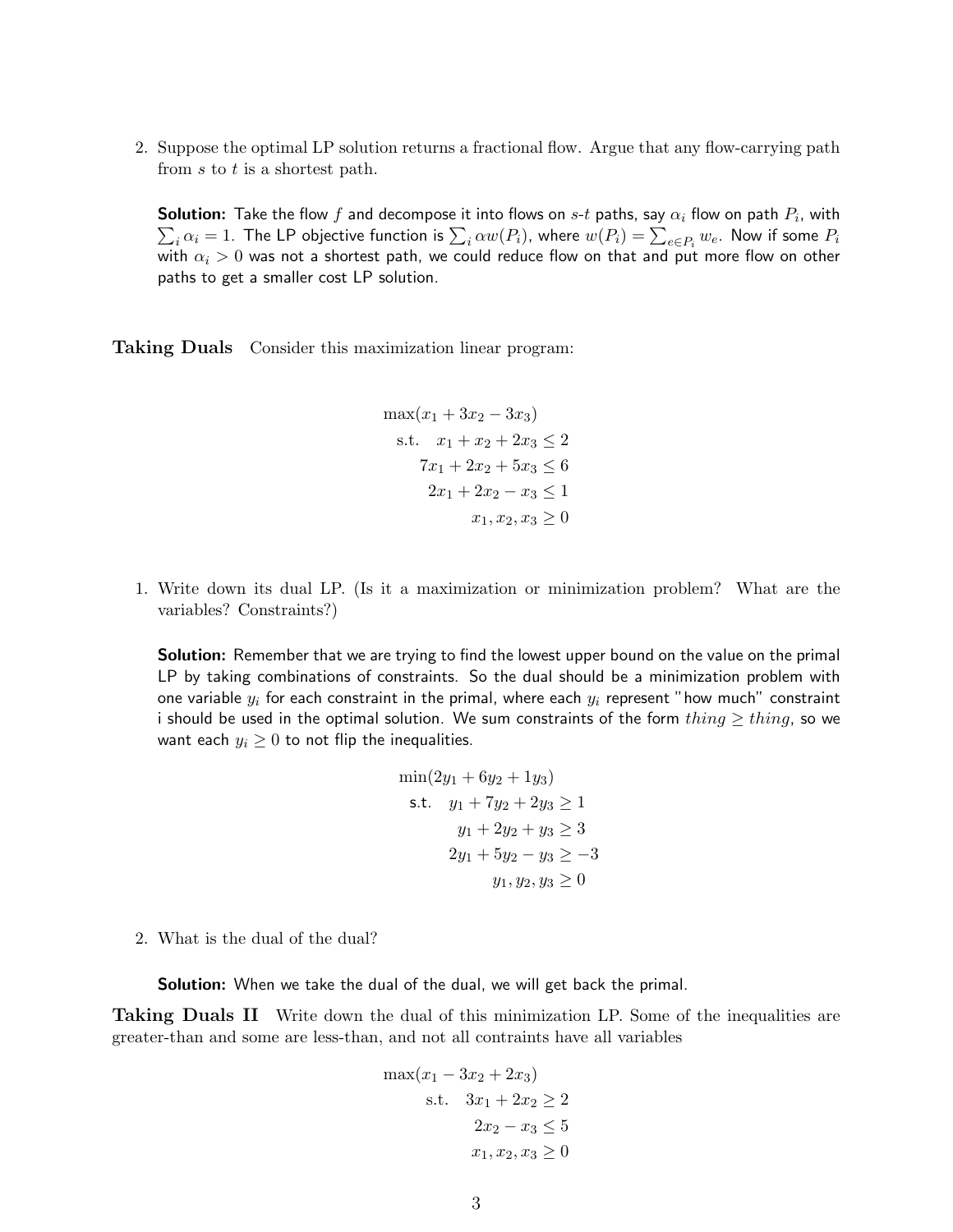2. Suppose the optimal LP solution returns a fractional flow. Argue that any flow-carrying path from $s$ to $t$ is a shortest path.

   **Solution:** Take the flow $f$ and decompose it into flows on $s$-$t$ paths, say $\alpha_i$ flow on path $P_i$, with $\sum_i \alpha_i = 1$. The LP objective function is $\sum_i \alpha w(P_i)$, where $w(P_i) = \sum_{e \in P_i} w_e$. Now if some $P_i$ with $\alpha_i > 0$ was not a shortest path, we could reduce flow on that and put more flow on other paths to get a smaller cost LP solution.

**Taking Duals** Consider this maximization linear program:

$$
\begin{aligned}
\max(x_1 + 3x_2 - 3x_3)& \\
\text{s.t.} \quad x_1 + x_2 + 2x_3 &\leq 2 \\
7x_1 + 2x_2 + 5x_3 &\leq 6 \\
2x_1 + 2x_2 - x_3 &\leq 1 \\
x_1, x_2, x_3 &\geq 0
\end{aligned}
$$

1. Write down its dual LP. (Is it a maximization or minimization problem? What are the variables? Constraints?)

   **Solution:** Remember that we are trying to find the lowest upper bound on the value on the primal LP by taking combinations of constraints. So the dual should be a minimization problem with one variable $y_i$ for each constraint in the primal, where each $y_i$ represent "how much" constraint i should be used in the optimal solution. We sum constraints of the form $thing \geq thing$, so we want each $y_i \geq 0$ to not flip the inequalities.

$$
\begin{aligned}
\min(2y_1 + 6y_2 + 1y_3)& \\
\text{s.t.} \quad y_1 + 7y_2 + 2y_3 &\geq 1 \\
y_1 + 2y_2 + y_3 &\geq 3 \\
2y_1 + 5y_2 - y_3 &\geq -3 \\
y_1, y_2, y_3 &\geq 0
\end{aligned}
$$

2. What is the dual of the dual?

   **Solution:** When we take the dual of the dual, we will get back the primal.

**Taking Duals II** Write down the dual of this minimization LP. Some of the inequalities are greater-than and some are less-than, and not all contraints have all variables

$$
\begin{aligned}
\max(x_1 - 3x_2 + 2x_3)& \\
\text{s.t.} \quad 3x_1 + 2x_2 &\geq 2 \\
2x_2 - x_3 &\leq 5 \\
x_1, x_2, x_3 &\geq 0
\end{aligned}
$$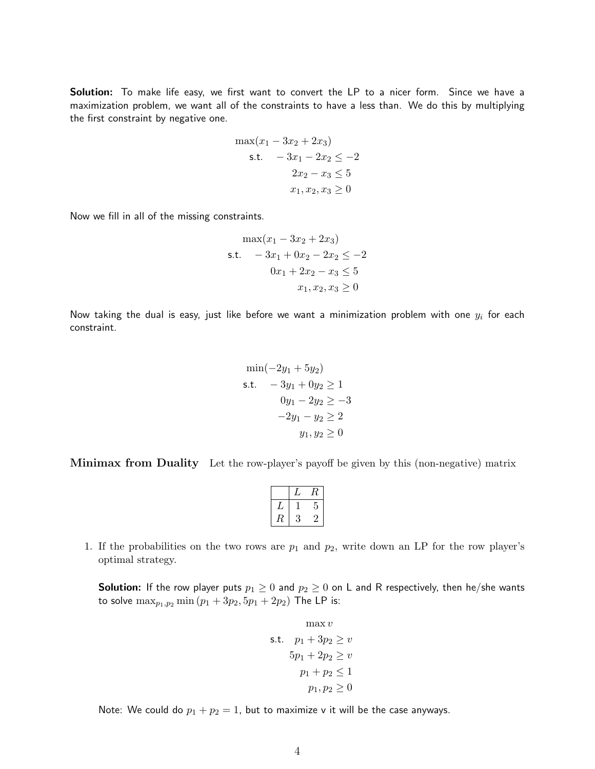**Solution:** To make life easy, we first want to convert the LP to a nicer form. Since we have a maximization problem, we want all of the constraints to have a less than. We do this by multiplying the first constraint by negative one.

$$
\begin{aligned}
&\max(x_1 - 3x_2 + 2x_3) \\
\text{s.t.} \quad & -3x_1 - 2x_2 \leq -2 \\
& 2x_2 - x_3 \leq 5 \\
& x_1, x_2, x_3 \geq 0
\end{aligned}
$$

Now we fill in all of the missing constraints.

$$
\begin{aligned}
&\max(x_1 - 3x_2 + 2x_3) \\
\text{s.t.} \quad & -3x_1 + 0x_2 - 2x_2 \leq -2 \\
& 0x_1 + 2x_2 - x_3 \leq 5 \\
& x_1, x_2, x_3 \geq 0
\end{aligned}
$$

Now taking the dual is easy, just like before we want a minimization problem with one $y_i$ for each constraint.

$$
\begin{aligned}
&\min(-2y_1 + 5y_2) \\
\text{s.t.} \quad & -3y_1 + 0y_2 \geq 1 \\
& 0y_1 - 2y_2 \geq -3 \\
& -2y_1 - y_2 \geq 2 \\
& y_1, y_2 \geq 0
\end{aligned}
$$

**Minimax from Duality** Let the row-player's payoff be given by this (non-negative) matrix

| | $L$ | $R$ |
|---|---|---|
| $L$ | 1 | 5 |
| $R$ | 3 | 2 |

1. If the probabilities on the two rows are $p_1$ and $p_2$, write down an LP for the row player's optimal strategy.

   **Solution:** If the row player puts $p_1 \geq 0$ and $p_2 \geq 0$ on L and R respectively, then he/she wants to solve $\max_{p_1,p_2} \min(p_1 + 3p_2, 5p_1 + 2p_2)$ The LP is:

$$
\begin{aligned}
&\max v \\
\text{s.t.} \quad & p_1 + 3p_2 \geq v \\
& 5p_1 + 2p_2 \geq v \\
& p_1 + p_2 \leq 1 \\
& p_1, p_2 \geq 0
\end{aligned}
$$

   Note: We could do $p_1 + p_2 = 1$, but to maximize v it will be the case anyways.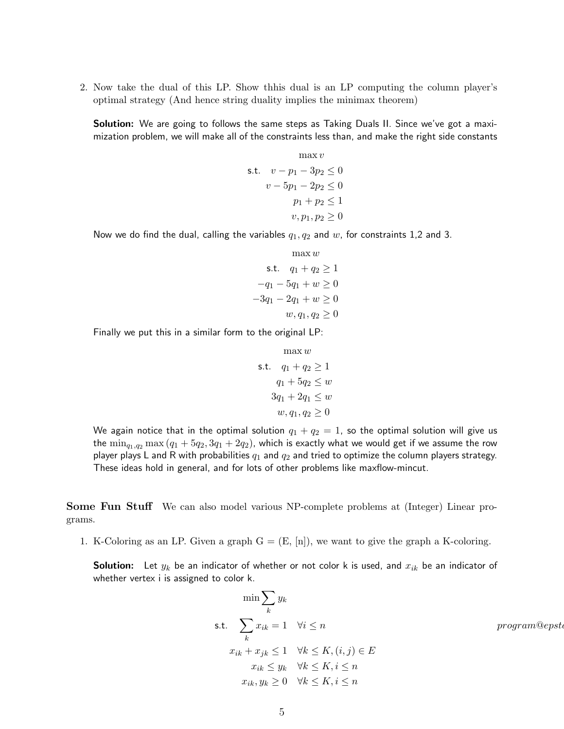2. Now take the dual of this LP. Show thhis dual is an LP computing the column player's optimal strategy (And hence string duality implies the minimax theorem)

   **Solution:** We are going to follows the same steps as Taking Duals II. Since we've got a maximization problem, we will make all of the constraints less than, and make the right side constants

$$
\begin{aligned}
&\max v \\
\text{s.t.} \quad & v - p_1 - 3p_2 \leq 0 \\
& v - 5p_1 - 2p_2 \leq 0 \\
& p_1 + p_2 \leq 1 \\
& v, p_1, p_2 \geq 0
\end{aligned}
$$

   Now we do find the dual, calling the variables $q_1, q_2$ and $w$, for constraints 1,2 and 3.

$$
\begin{aligned}
&\max w \\
\text{s.t.} \quad & q_1 + q_2 \geq 1 \\
& -q_1 - 5q_1 + w \geq 0 \\
& -3q_1 - 2q_1 + w \geq 0 \\
& w, q_1, q_2 \geq 0
\end{aligned}
$$

   Finally we put this in a similar form to the original LP:

$$
\begin{aligned}
&\max w \\
\text{s.t.} \quad & q_1 + q_2 \geq 1 \\
& q_1 + 5q_2 \leq w \\
& 3q_1 + 2q_1 \leq w \\
& w, q_1, q_2 \geq 0
\end{aligned}
$$

   We again notice that in the optimal solution $q_1 + q_2 = 1$, so the optimal solution will give us the $\min_{q_1,q_2} \max(q_1 + 5q_2, 3q_1 + 2q_2)$, which is exactly what we would get if we assume the row player plays L and R with probabilities $q_1$ and $q_2$ and tried to optimize the column players strategy. These ideas hold in general, and for lots of other problems like maxflow-mincut.

**Some Fun Stuff** We can also model various NP-complete problems at (Integer) Linear programs.

1. K-Coloring as an LP. Given a graph G = (E, [n]), we want to give the graph a K-coloring.

   **Solution:** Let $y_k$ be an indicator of whether or not color k is used, and $x_{ik}$ be an indicator of whether vertex i is assigned to color k.

$$
\begin{aligned}
&\min \sum_k y_k \\
\text{s.t.} \quad & \sum_k x_{ik} = 1 \quad \forall i \leq n \\
& x_{ik} + x_{jk} \leq 1 \quad \forall k \leq K, (i,j) \in E \\
& x_{ik} \leq y_k \quad \forall k \leq K, i \leq n \\
& x_{ik}, y_k \geq 0 \quad \forall k \leq K, i \leq n
\end{aligned}
$$

*program@epst*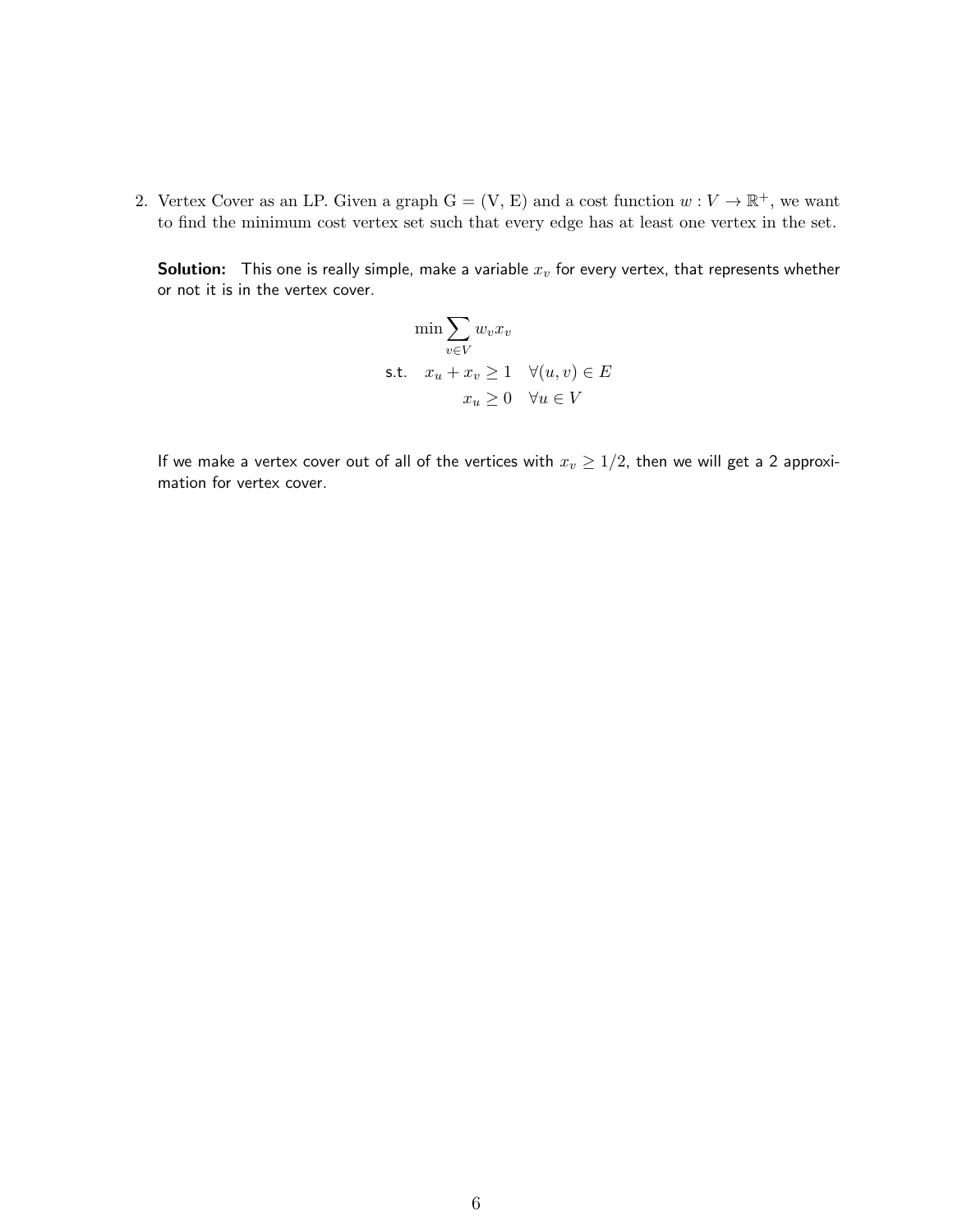2. Vertex Cover as an LP. Given a graph G = (V, E) and a cost function $w : V \to \mathbb{R}^+$, we want to find the minimum cost vertex set such that every edge has at least one vertex in the set.

**Solution:** This one is really simple, make a variable $x_v$ for every vertex, that represents whether or not it is in the vertex cover.

$$
\begin{aligned}
\min \sum_{v \in V} w_v x_v & \\
\text{s.t.} \quad x_u + x_v \geq 1 & \quad \forall (u, v) \in E \\
x_u \geq 0 & \quad \forall u \in V
\end{aligned}
$$

If we make a vertex cover out of all of the vertices with $x_v \geq 1/2$, then we will get a 2 approximation for vertex cover.